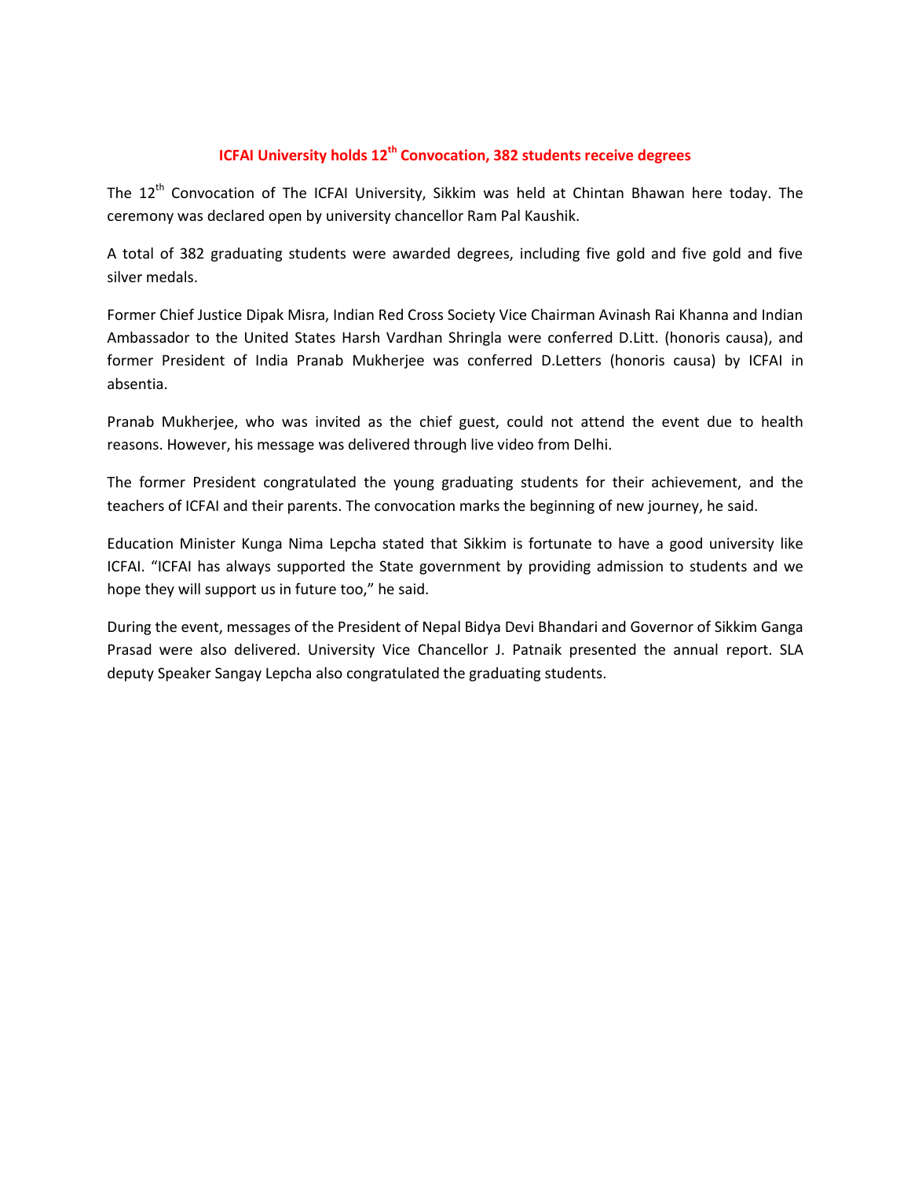# ICFAI University holds 12th Convocation, 382 students receive degrees

The 12th Convocation of The ICFAI University, Sikkim was held at Chintan Bhawan here today. The ceremony was declared open by university chancellor Ram Pal Kaushik.

A total of 382 graduating students were awarded degrees, including five gold and five gold and five silver medals.

Former Chief Justice Dipak Misra, Indian Red Cross Society Vice Chairman Avinash Rai Khanna and Indian Ambassador to the United States Harsh Vardhan Shringla were conferred D.Litt. (honoris causa), and former President of India Pranab Mukherjee was conferred D.Letters (honoris causa) by ICFAI in absentia.

Pranab Mukherjee, who was invited as the chief guest, could not attend the event due to health reasons. However, his message was delivered through live video from Delhi.

The former President congratulated the young graduating students for their achievement, and the teachers of ICFAI and their parents. The convocation marks the beginning of new journey, he said.

Education Minister Kunga Nima Lepcha stated that Sikkim is fortunate to have a good university like ICFAI. "ICFAI has always supported the State government by providing admission to students and we hope they will support us in future too," he said.

During the event, messages of the President of Nepal Bidya Devi Bhandari and Governor of Sikkim Ganga Prasad were also delivered. University Vice Chancellor J. Patnaik presented the annual report. SLA deputy Speaker Sangay Lepcha also congratulated the graduating students.